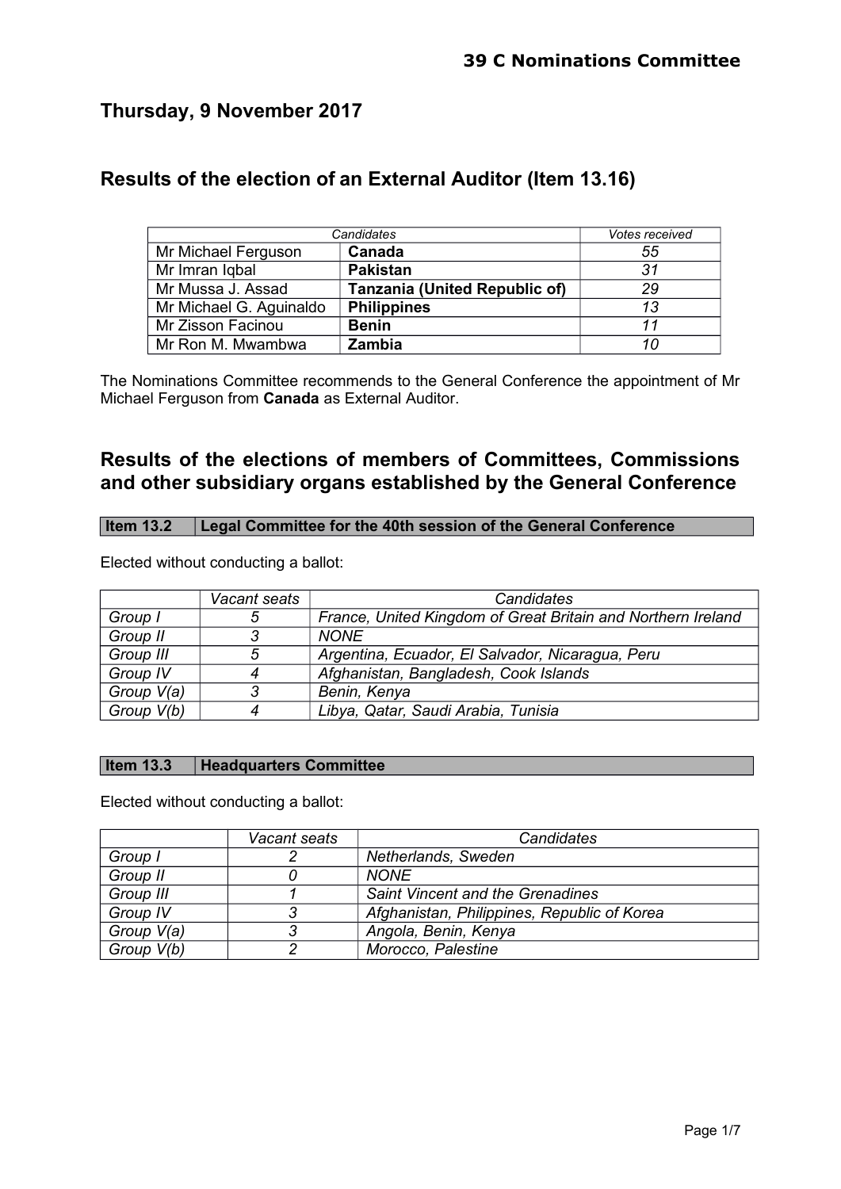**39 C Nominations Committee**

## Thursday, 9 November 2017

## Results of the election of an External Auditor (Item 13.16)

| *Candidates* | | *Votes received* |
|---|---|---|
| Mr Michael Ferguson | **Canada** | *55* |
| Mr Imran Iqbal | **Pakistan** | *31* |
| Mr Mussa J. Assad | **Tanzania (United Republic of)** | *29* |
| Mr Michael G. Aguinaldo | **Philippines** | *13* |
| Mr Zisson Facinou | **Benin** | *11* |
| Mr Ron M. Mwambwa | **Zambia** | *10* |

The Nominations Committee recommends to the General Conference the appointment of Mr Michael Ferguson from **Canada** as External Auditor.

## Results of the elections of members of Committees, Commissions and other subsidiary organs established by the General Conference

| **Item 13.2** | **Legal Committee for the 40th session of the General Conference** |
|---|---|

Elected without conducting a ballot:

| | *Vacant seats* | *Candidates* |
|---|---|---|
| *Group I* | *5* | *France, United Kingdom of Great Britain and Northern Ireland* |
| *Group II* | *3* | *NONE* |
| *Group III* | *5* | *Argentina, Ecuador, El Salvador, Nicaragua, Peru* |
| *Group IV* | *4* | *Afghanistan, Bangladesh, Cook Islands* |
| *Group V(a)* | *3* | *Benin, Kenya* |
| *Group V(b)* | *4* | *Libya, Qatar, Saudi Arabia, Tunisia* |

| **Item 13.3** | **Headquarters Committee** |
|---|---|

Elected without conducting a ballot:

| | *Vacant seats* | *Candidates* |
|---|---|---|
| *Group I* | *2* | *Netherlands, Sweden* |
| *Group II* | *0* | *NONE* |
| *Group III* | *1* | *Saint Vincent and the Grenadines* |
| *Group IV* | *3* | *Afghanistan, Philippines, Republic of Korea* |
| *Group V(a)* | *3* | *Angola, Benin, Kenya* |
| *Group V(b)* | *2* | *Morocco, Palestine* |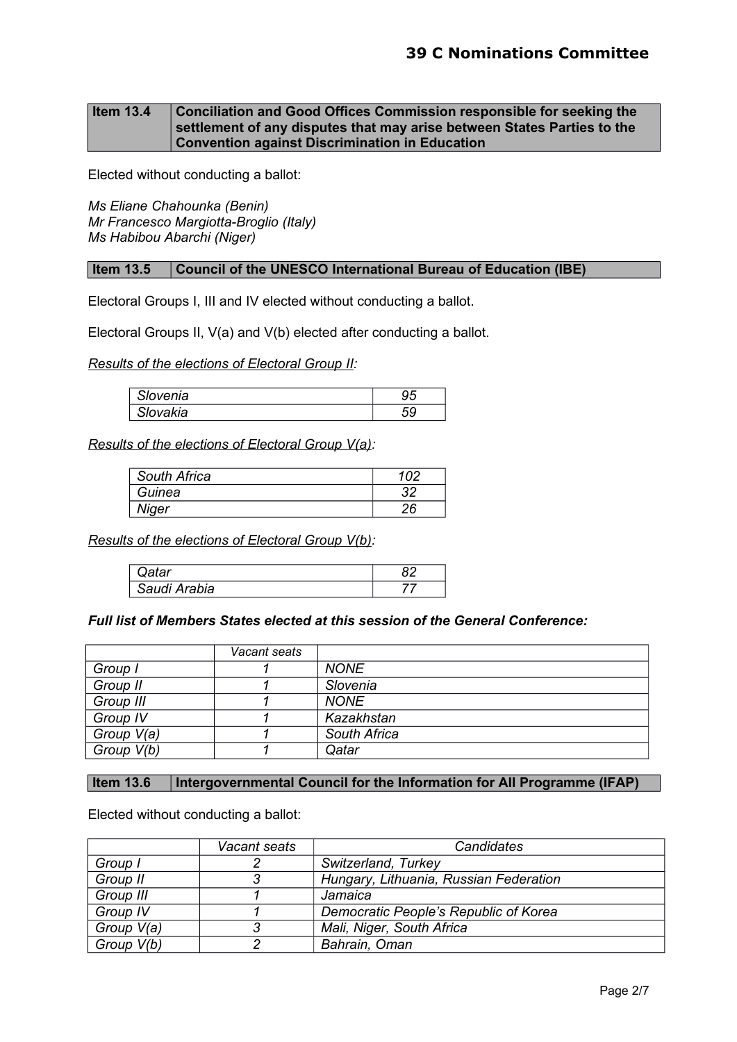| Item 13.4 | Conciliation and Good Offices Commission responsible for seeking the settlement of any disputes that may arise between States Parties to the Convention against Discrimination in Education |
|---|---|

Elected without conducting a ballot:

*Ms Eliane Chahounka (Benin)*
*Mr Francesco Margiotta-Broglio (Italy)*
*Ms Habibou Abarchi (Niger)*

| Item 13.5 | Council of the UNESCO International Bureau of Education (IBE) |
|---|---|

Electoral Groups I, III and IV elected without conducting a ballot.

Electoral Groups II, V(a) and V(b) elected after conducting a ballot.

*Results of the elections of Electoral Group II:*

| | |
|---|---|
| *Slovenia* | *95* |
| *Slovakia* | *59* |

*Results of the elections of Electoral Group V(a):*

| | |
|---|---|
| *South Africa* | *102* |
| *Guinea* | *32* |
| *Niger* | *26* |

*Results of the elections of Electoral Group V(b):*

| | |
|---|---|
| *Qatar* | *82* |
| *Saudi Arabia* | *77* |

***Full list of Members States elected at this session of the General Conference:***

| | *Vacant seats* | |
|---|---|---|
| *Group I* | *1* | *NONE* |
| *Group II* | *1* | *Slovenia* |
| *Group III* | *1* | *NONE* |
| *Group IV* | *1* | *Kazakhstan* |
| *Group V(a)* | *1* | *South Africa* |
| *Group V(b)* | *1* | *Qatar* |

| Item 13.6 | Intergovernmental Council for the Information for All Programme (IFAP) |
|---|---|

Elected without conducting a ballot:

| | *Vacant seats* | *Candidates* |
|---|---|---|
| *Group I* | *2* | *Switzerland, Turkey* |
| *Group II* | *3* | *Hungary, Lithuania, Russian Federation* |
| *Group III* | *1* | *Jamaica* |
| *Group IV* | *1* | *Democratic People's Republic of Korea* |
| *Group V(a)* | *3* | *Mali, Niger, South Africa* |
| *Group V(b)* | *2* | *Bahrain, Oman* |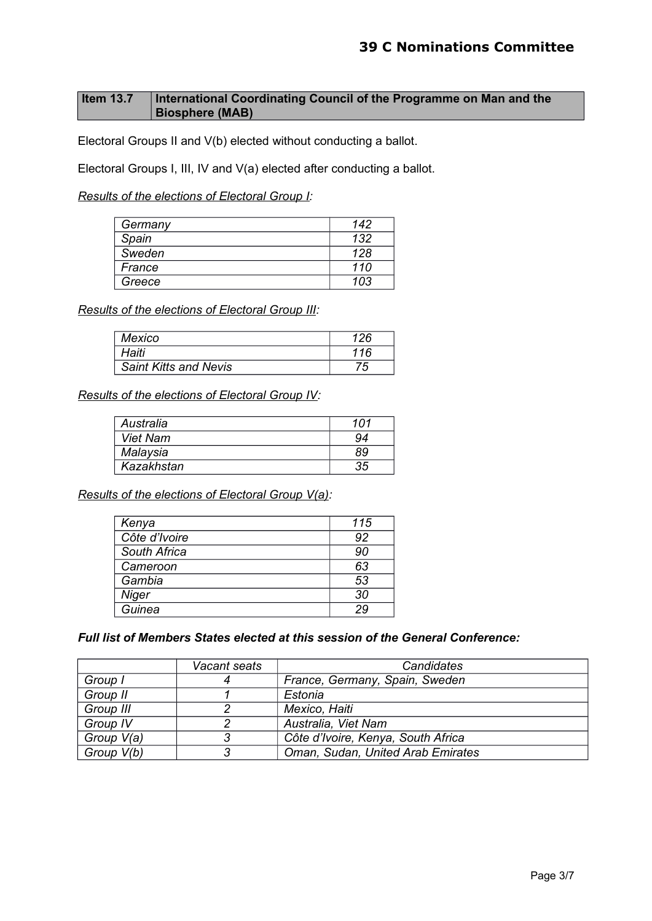| Item 13.7 | International Coordinating Council of the Programme on Man and the Biosphere (MAB) |
|---|---|

Electoral Groups II and V(b) elected without conducting a ballot.

Electoral Groups I, III, IV and V(a) elected after conducting a ballot.

*Results of the elections of Electoral Group I:*

| | |
|---|---|
| *Germany* | *142* |
| *Spain* | *132* |
| *Sweden* | *128* |
| *France* | *110* |
| *Greece* | *103* |

*Results of the elections of Electoral Group III:*

| | |
|---|---|
| *Mexico* | *126* |
| *Haiti* | *116* |
| *Saint Kitts and Nevis* | *75* |

*Results of the elections of Electoral Group IV:*

| | |
|---|---|
| *Australia* | *101* |
| *Viet Nam* | *94* |
| *Malaysia* | *89* |
| *Kazakhstan* | *35* |

*Results of the elections of Electoral Group V(a):*

| | |
|---|---|
| *Kenya* | *115* |
| *Côte d'Ivoire* | *92* |
| *South Africa* | *90* |
| *Cameroon* | *63* |
| *Gambia* | *53* |
| *Niger* | *30* |
| *Guinea* | *29* |

***Full list of Members States elected at this session of the General Conference:***

| | *Vacant seats* | *Candidates* |
|---|---|---|
| *Group I* | *4* | *France, Germany, Spain, Sweden* |
| *Group II* | *1* | *Estonia* |
| *Group III* | *2* | *Mexico, Haiti* |
| *Group IV* | *2* | *Australia, Viet Nam* |
| *Group V(a)* | *3* | *Côte d'Ivoire, Kenya, South Africa* |
| *Group V(b)* | *3* | *Oman, Sudan, United Arab Emirates* |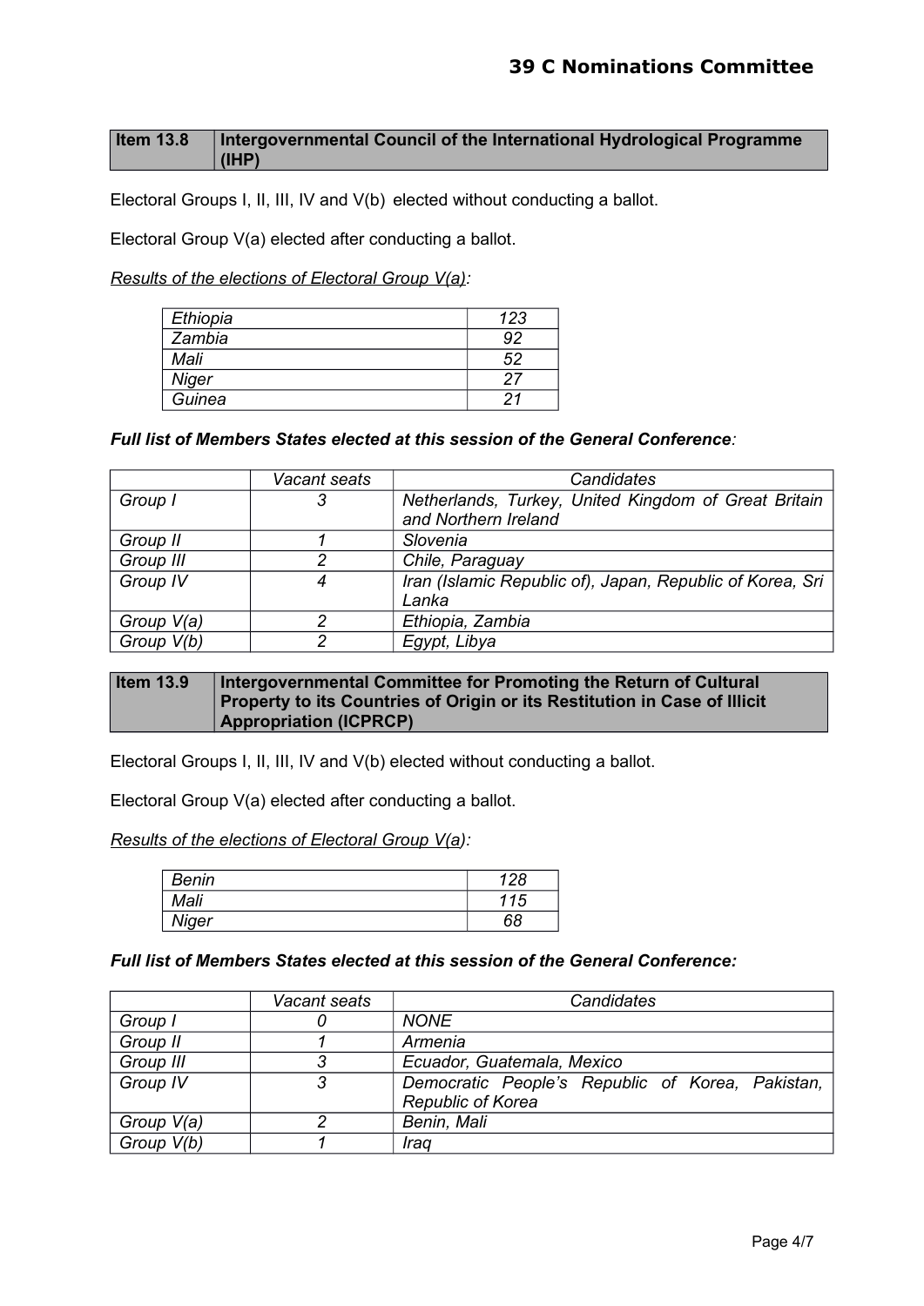| Item 13.8 | Intergovernmental Council of the International Hydrological Programme (IHP) |
|---|---|

Electoral Groups I, II, III, IV and V(b) elected without conducting a ballot.

Electoral Group V(a) elected after conducting a ballot.

*Results of the elections of Electoral Group V(a):*

| | |
|---|---|
| *Ethiopia* | *123* |
| *Zambia* | *92* |
| *Mali* | *52* |
| *Niger* | *27* |
| *Guinea* | *21* |

***Full list of Members States elected at this session of the General Conference**:*

| | *Vacant seats* | *Candidates* |
|---|---|---|
| *Group I* | *3* | *Netherlands, Turkey, United Kingdom of Great Britain and Northern Ireland* |
| *Group II* | *1* | *Slovenia* |
| *Group III* | *2* | *Chile, Paraguay* |
| *Group IV* | *4* | *Iran (Islamic Republic of), Japan, Republic of Korea, Sri Lanka* |
| *Group V(a)* | *2* | *Ethiopia, Zambia* |
| *Group V(b)* | *2* | *Egypt, Libya* |

| Item 13.9 | Intergovernmental Committee for Promoting the Return of Cultural Property to its Countries of Origin or its Restitution in Case of Illicit Appropriation (ICPRCP) |
|---|---|

Electoral Groups I, II, III, IV and V(b) elected without conducting a ballot.

Electoral Group V(a) elected after conducting a ballot.

*Results of the elections of Electoral Group V(a):*

| | |
|---|---|
| *Benin* | *128* |
| *Mali* | *115* |
| *Niger* | *68* |

***Full list of Members States elected at this session of the General Conference:***

| | *Vacant seats* | *Candidates* |
|---|---|---|
| *Group I* | *0* | *NONE* |
| *Group II* | *1* | *Armenia* |
| *Group III* | *3* | *Ecuador, Guatemala, Mexico* |
| *Group IV* | *3* | *Democratic People's Republic of Korea, Pakistan, Republic of Korea* |
| *Group V(a)* | *2* | *Benin, Mali* |
| *Group V(b)* | *1* | *Iraq* |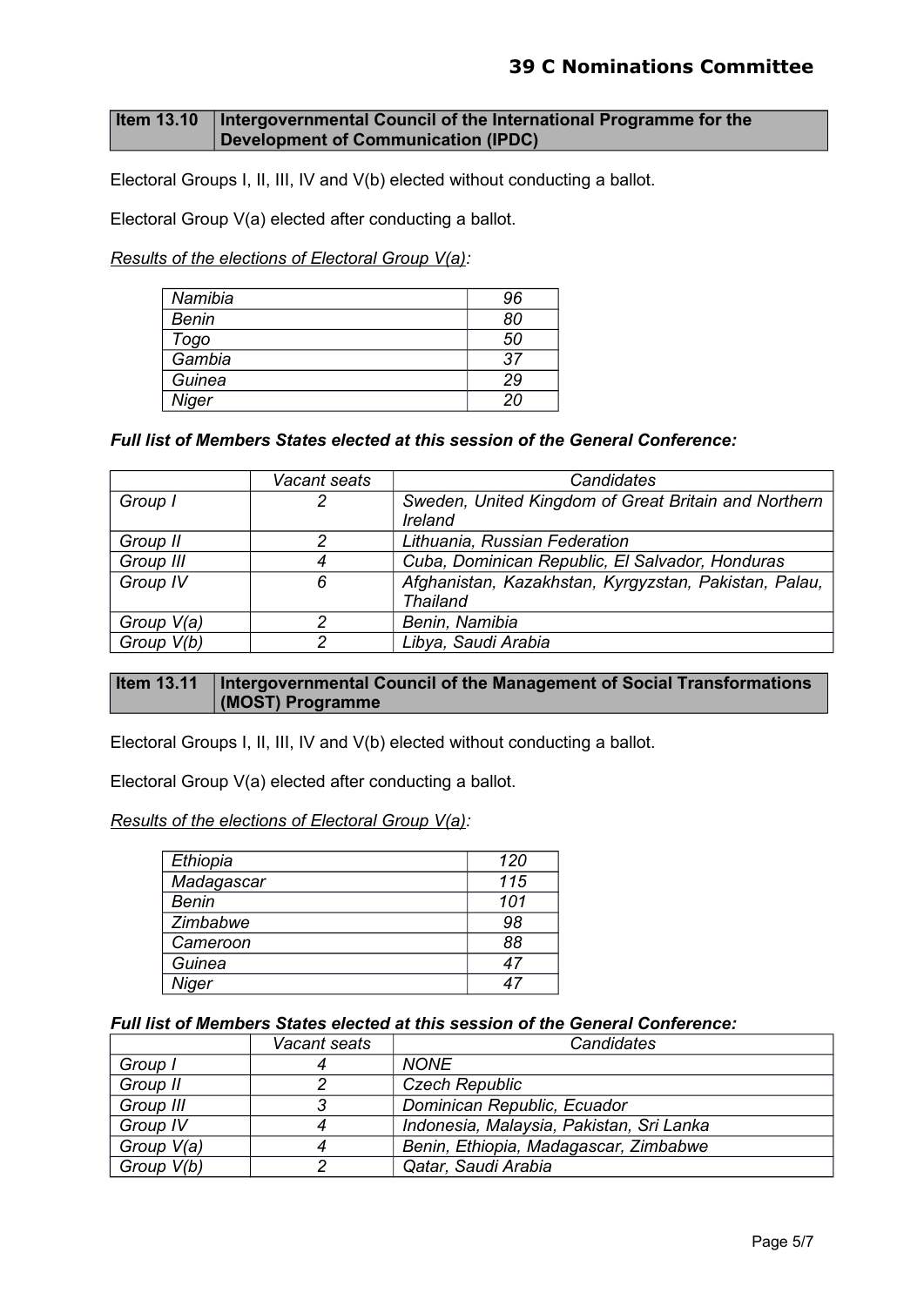| Item 13.10 | Intergovernmental Council of the International Programme for the Development of Communication (IPDC) |
|---|---|

Electoral Groups I, II, III, IV and V(b) elected without conducting a ballot.

Electoral Group V(a) elected after conducting a ballot.

*Results of the elections of Electoral Group V(a):*

| | |
|---|---|
| *Namibia* | *96* |
| *Benin* | *80* |
| *Togo* | *50* |
| *Gambia* | *37* |
| *Guinea* | *29* |
| *Niger* | *20* |

***Full list of Members States elected at this session of the General Conference:***

| | *Vacant seats* | *Candidates* |
|---|---|---|
| *Group I* | *2* | *Sweden, United Kingdom of Great Britain and Northern Ireland* |
| *Group II* | *2* | *Lithuania, Russian Federation* |
| *Group III* | *4* | *Cuba, Dominican Republic, El Salvador, Honduras* |
| *Group IV* | *6* | *Afghanistan, Kazakhstan, Kyrgyzstan, Pakistan, Palau, Thailand* |
| *Group V(a)* | *2* | *Benin, Namibia* |
| *Group V(b)* | *2* | *Libya, Saudi Arabia* |

| Item 13.11 | Intergovernmental Council of the Management of Social Transformations (MOST) Programme |
|---|---|

Electoral Groups I, II, III, IV and V(b) elected without conducting a ballot.

Electoral Group V(a) elected after conducting a ballot.

*Results of the elections of Electoral Group V(a):*

| | |
|---|---|
| *Ethiopia* | *120* |
| *Madagascar* | *115* |
| *Benin* | *101* |
| *Zimbabwe* | *98* |
| *Cameroon* | *88* |
| *Guinea* | *47* |
| *Niger* | *47* |

***Full list of Members States elected at this session of the General Conference:***

| | *Vacant seats* | *Candidates* |
|---|---|---|
| *Group I* | *4* | *NONE* |
| *Group II* | *2* | *Czech Republic* |
| *Group III* | *3* | *Dominican Republic, Ecuador* |
| *Group IV* | *4* | *Indonesia, Malaysia, Pakistan, Sri Lanka* |
| *Group V(a)* | *4* | *Benin, Ethiopia, Madagascar, Zimbabwe* |
| *Group V(b)* | *2* | *Qatar, Saudi Arabia* |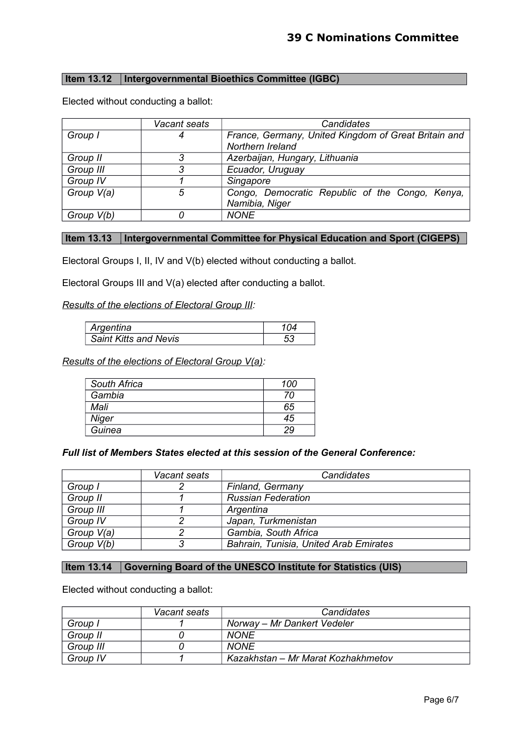### Item 13.12 Intergovernmental Bioethics Committee (IGBC)

Elected without conducting a ballot:

| | *Vacant seats* | *Candidates* |
|---|---|---|
| *Group I* | *4* | *France, Germany, United Kingdom of Great Britain and Northern Ireland* |
| *Group II* | *3* | *Azerbaijan, Hungary, Lithuania* |
| *Group III* | *3* | *Ecuador, Uruguay* |
| *Group IV* | *1* | *Singapore* |
| *Group V(a)* | *5* | *Congo, Democratic Republic of the Congo, Kenya, Namibia, Niger* |
| *Group V(b)* | *0* | *NONE* |

### Item 13.13 Intergovernmental Committee for Physical Education and Sport (CIGEPS)

Electoral Groups I, II, IV and V(b) elected without conducting a ballot.

Electoral Groups III and V(a) elected after conducting a ballot.

*Results of the elections of Electoral Group III:*

| | |
|---|---|
| *Argentina* | *104* |
| *Saint Kitts and Nevis* | *53* |

*Results of the elections of Electoral Group V(a):*

| | |
|---|---|
| *South Africa* | *100* |
| *Gambia* | *70* |
| *Mali* | *65* |
| *Niger* | *45* |
| *Guinea* | *29* |

***Full list of Members States elected at this session of the General Conference:***

| | *Vacant seats* | *Candidates* |
|---|---|---|
| *Group I* | *2* | *Finland, Germany* |
| *Group II* | *1* | *Russian Federation* |
| *Group III* | *1* | *Argentina* |
| *Group IV* | *2* | *Japan, Turkmenistan* |
| *Group V(a)* | *2* | *Gambia, South Africa* |
| *Group V(b)* | *3* | *Bahrain, Tunisia, United Arab Emirates* |

### Item 13.14 Governing Board of the UNESCO Institute for Statistics (UIS)

Elected without conducting a ballot:

| | *Vacant seats* | *Candidates* |
|---|---|---|
| *Group I* | *1* | *Norway – Mr Dankert Vedeler* |
| *Group II* | *0* | *NONE* |
| *Group III* | *0* | *NONE* |
| *Group IV* | *1* | *Kazakhstan – Mr Marat Kozhakhmetov* |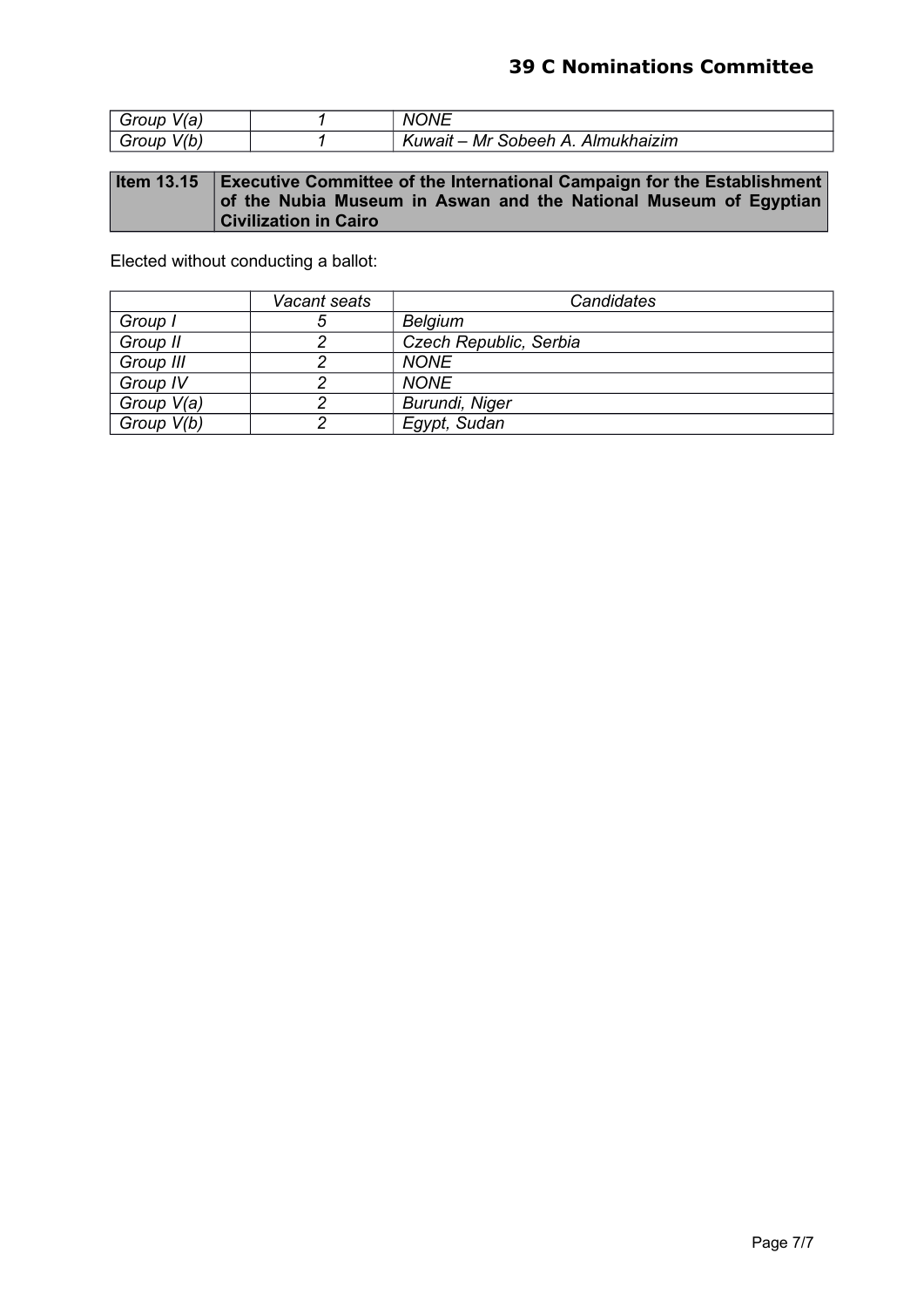| | | |
|---|---|---|
| *Group V(a)* | *1* | *NONE* |
| *Group V(b)* | *1* | *Kuwait – Mr Sobeeh A. Almukhaizim* |

| **Item 13.15** | **Executive Committee of the International Campaign for the Establishment of the Nubia Museum in Aswan and the National Museum of Egyptian Civilization in Cairo** |
|---|---|

Elected without conducting a ballot:

| | *Vacant seats* | *Candidates* |
|---|---|---|
| *Group I* | *5* | *Belgium* |
| *Group II* | *2* | *Czech Republic, Serbia* |
| *Group III* | *2* | *NONE* |
| *Group IV* | *2* | *NONE* |
| *Group V(a)* | *2* | *Burundi, Niger* |
| *Group V(b)* | *2* | *Egypt, Sudan* |